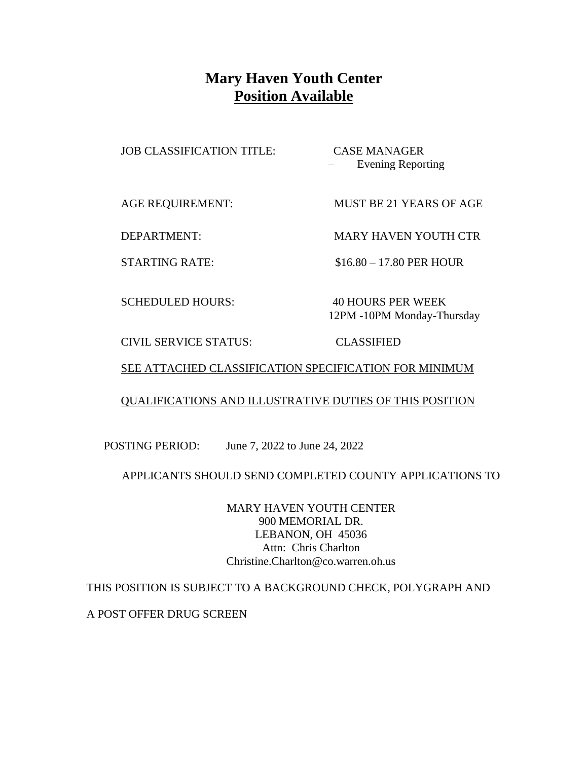# Mary Haven Youth Center
## <u>Position Available</u>

| | |
|---|---|
| JOB CLASSIFICATION TITLE: | CASE MANAGER – Evening Reporting |
| AGE REQUIREMENT: | MUST BE 21 YEARS OF AGE |
| DEPARTMENT: | MARY HAVEN YOUTH CTR |
| STARTING RATE: | $16.80 – 17.80 PER HOUR |
| SCHEDULED HOURS: | 40 HOURS PER WEEK<br>12PM -10PM Monday-Thursday |
| CIVIL SERVICE STATUS: | CLASSIFIED |

<u>SEE ATTACHED CLASSIFICATION SPECIFICATION FOR MINIMUM</u>

<u>QUALIFICATIONS AND ILLUSTRATIVE DUTIES OF THIS POSITION</u>

POSTING PERIOD: June 7, 2022 to June 24, 2022

APPLICANTS SHOULD SEND COMPLETED COUNTY APPLICATIONS TO

MARY HAVEN YOUTH CENTER
900 MEMORIAL DR.
LEBANON, OH 45036
Attn: Chris Charlton
Christine.Charlton@co.warren.oh.us

THIS POSITION IS SUBJECT TO A BACKGROUND CHECK, POLYGRAPH AND

A POST OFFER DRUG SCREEN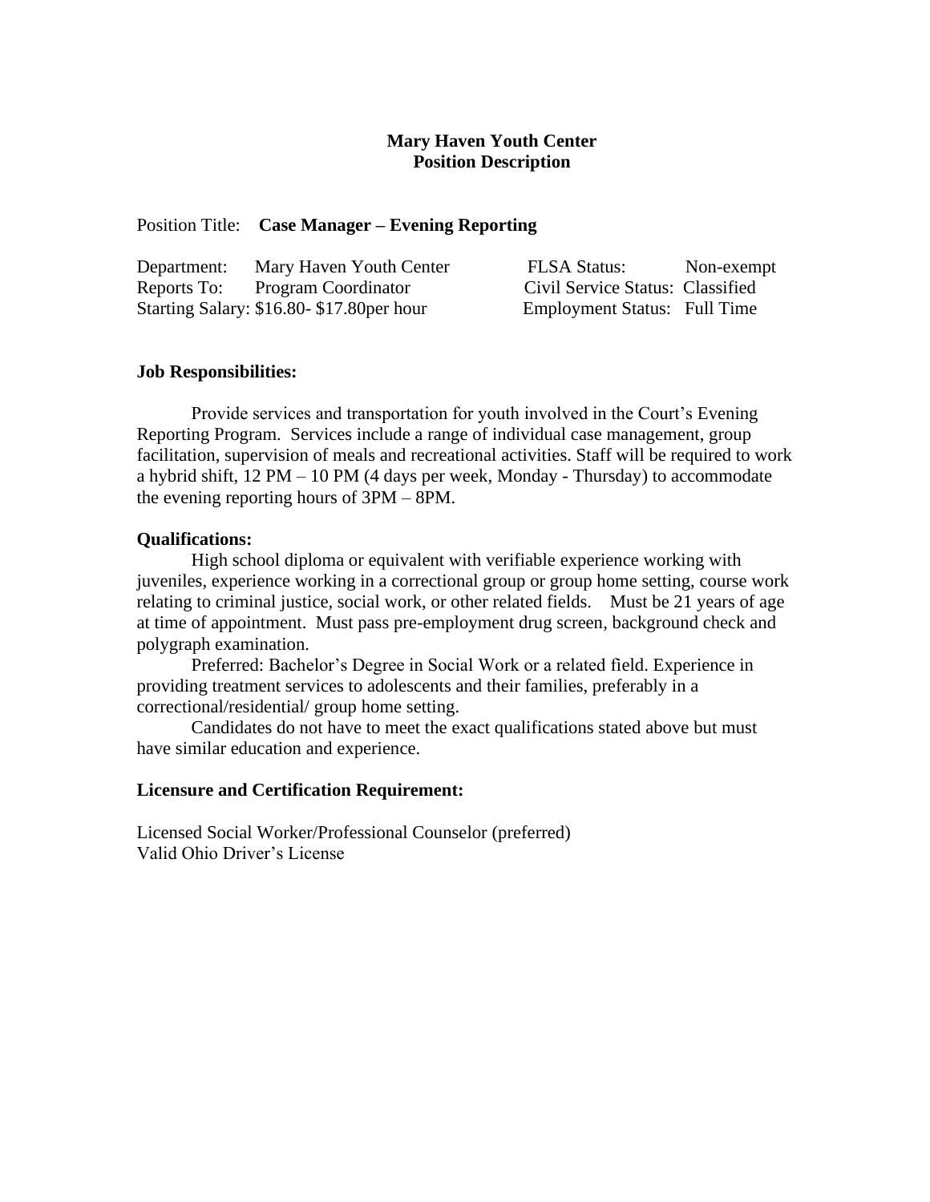**Mary Haven Youth Center**
**Position Description**

Position Title: **Case Manager – Evening Reporting**

| | | | |
|---|---|---|---|
| Department: | Mary Haven Youth Center | FLSA Status: | Non-exempt |
| Reports To: | Program Coordinator | Civil Service Status: | Classified |
| Starting Salary: | $16.80- $17.80per hour | Employment Status: | Full Time |

**Job Responsibilities:**

Provide services and transportation for youth involved in the Court's Evening Reporting Program. Services include a range of individual case management, group facilitation, supervision of meals and recreational activities. Staff will be required to work a hybrid shift, 12 PM – 10 PM (4 days per week, Monday - Thursday) to accommodate the evening reporting hours of 3PM – 8PM.

**Qualifications:**

High school diploma or equivalent with verifiable experience working with juveniles, experience working in a correctional group or group home setting, course work relating to criminal justice, social work, or other related fields. Must be 21 years of age at time of appointment. Must pass pre-employment drug screen, background check and polygraph examination.

Preferred: Bachelor's Degree in Social Work or a related field. Experience in providing treatment services to adolescents and their families, preferably in a correctional/residential/ group home setting.

Candidates do not have to meet the exact qualifications stated above but must have similar education and experience.

**Licensure and Certification Requirement:**

Licensed Social Worker/Professional Counselor (preferred)
Valid Ohio Driver's License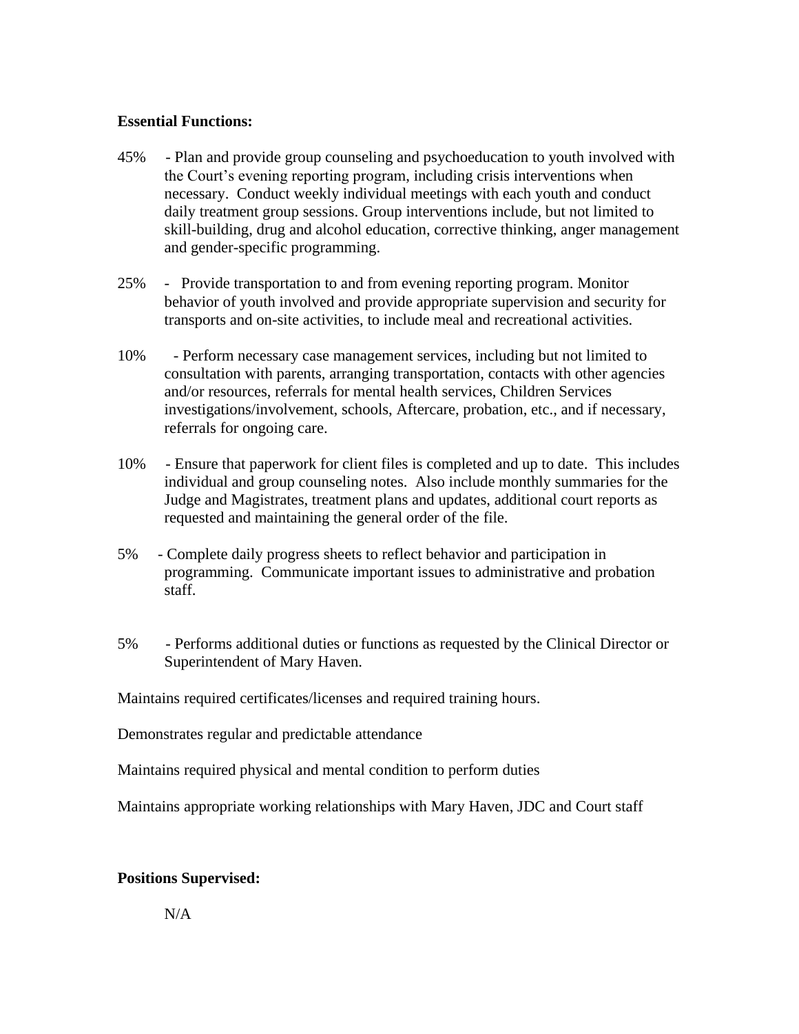**Essential Functions:**

45% - Plan and provide group counseling and psychoeducation to youth involved with the Court's evening reporting program, including crisis interventions when necessary. Conduct weekly individual meetings with each youth and conduct daily treatment group sessions. Group interventions include, but not limited to skill-building, drug and alcohol education, corrective thinking, anger management and gender-specific programming.

25% - Provide transportation to and from evening reporting program. Monitor behavior of youth involved and provide appropriate supervision and security for transports and on-site activities, to include meal and recreational activities.

10% - Perform necessary case management services, including but not limited to consultation with parents, arranging transportation, contacts with other agencies and/or resources, referrals for mental health services, Children Services investigations/involvement, schools, Aftercare, probation, etc., and if necessary, referrals for ongoing care.

10% - Ensure that paperwork for client files is completed and up to date. This includes individual and group counseling notes. Also include monthly summaries for the Judge and Magistrates, treatment plans and updates, additional court reports as requested and maintaining the general order of the file.

5% - Complete daily progress sheets to reflect behavior and participation in programming. Communicate important issues to administrative and probation staff.

5% - Performs additional duties or functions as requested by the Clinical Director or Superintendent of Mary Haven.

Maintains required certificates/licenses and required training hours.

Demonstrates regular and predictable attendance

Maintains required physical and mental condition to perform duties

Maintains appropriate working relationships with Mary Haven, JDC and Court staff

**Positions Supervised:**

N/A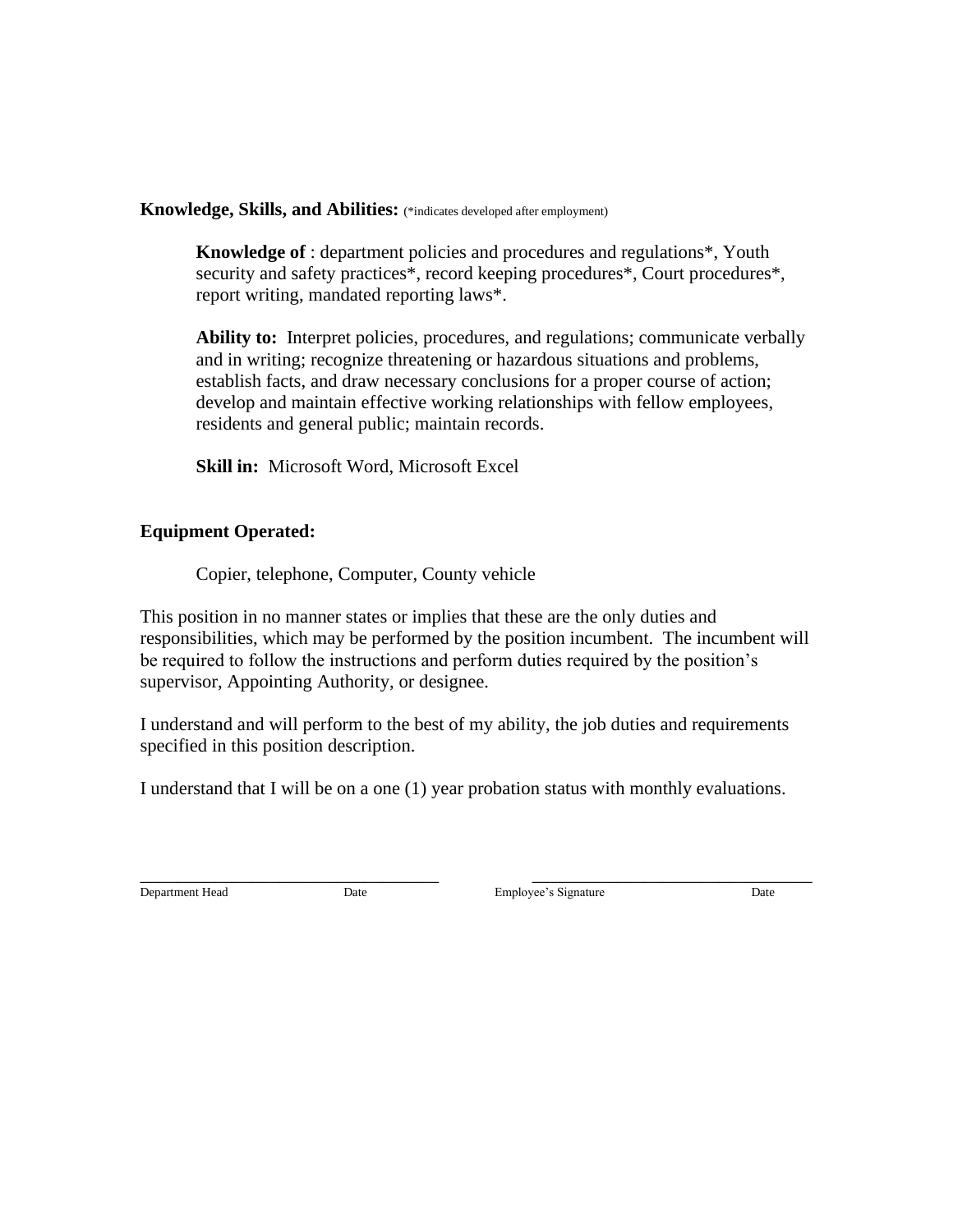**Knowledge, Skills, and Abilities:** (*indicates developed after employment)

**Knowledge of** : department policies and procedures and regulations*, Youth security and safety practices*, record keeping procedures*, Court procedures*, report writing, mandated reporting laws*.

**Ability to:** Interpret policies, procedures, and regulations; communicate verbally and in writing; recognize threatening or hazardous situations and problems, establish facts, and draw necessary conclusions for a proper course of action; develop and maintain effective working relationships with fellow employees, residents and general public; maintain records.

**Skill in:** Microsoft Word, Microsoft Excel

**Equipment Operated:**

Copier, telephone, Computer, County vehicle

This position in no manner states or implies that these are the only duties and responsibilities, which may be performed by the position incumbent. The incumbent will be required to follow the instructions and perform duties required by the position's supervisor, Appointing Authority, or designee.

I understand and will perform to the best of my ability, the job duties and requirements specified in this position description.

I understand that I will be on a one (1) year probation status with monthly evaluations.

_____________________________________ _____________________________________

Department Head Date Employee's Signature Date